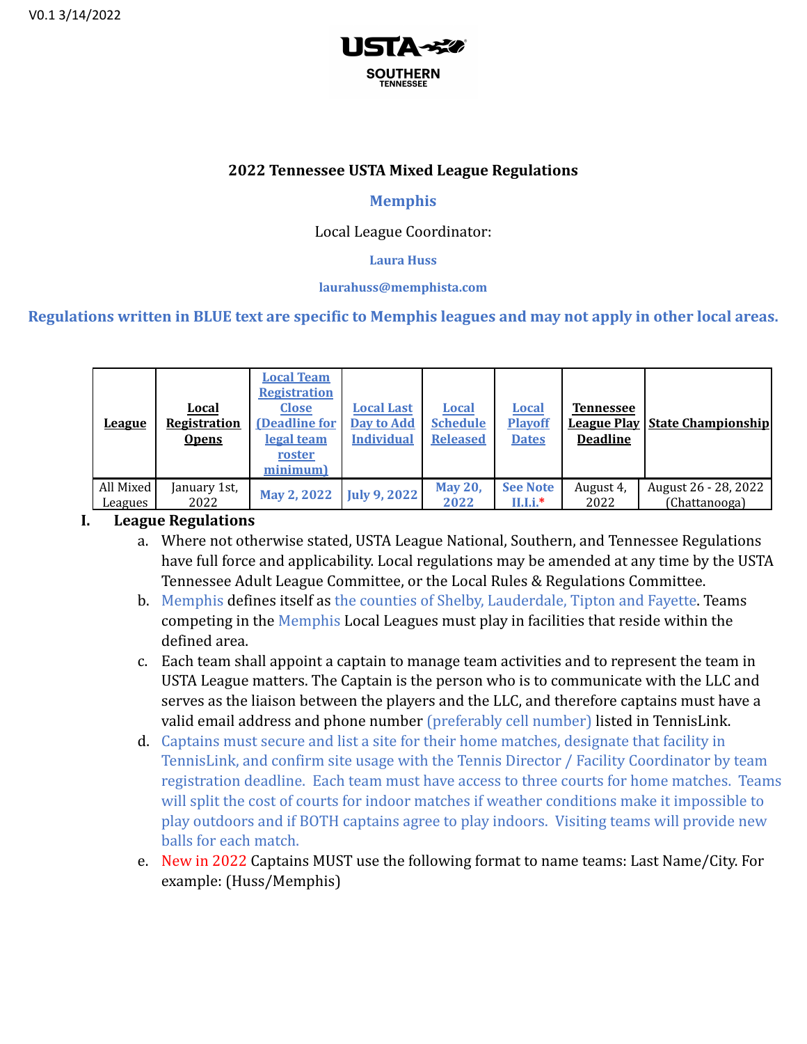V0.1 3/14/2022

USTA SOUTHERN TENNESSEE

# 2022 Tennessee USTA Mixed League Regulations

## Memphis

Local League Coordinator:

**Laura Huss**

**laurahuss@memphista.com**

**Regulations written in BLUE text are specific to Memphis leagues and may not apply in other local areas.**

| League | Local Registration Opens | Local Team Registration Close (Deadline for legal team roster minimum) | Local Last Day to Add Individual | Local Schedule Released | Local Playoff Dates | Tennessee League Play Deadline | State Championship |
|---|---|---|---|---|---|---|---|
| All Mixed Leagues | January 1st, 2022 | May 2, 2022 | July 9, 2022 | May 20, 2022 | See Note II.I.i.* | August 4, 2022 | August 26 - 28, 2022 (Chattanooga) |

## I. League Regulations

a. Where not otherwise stated, USTA League National, Southern, and Tennessee Regulations have full force and applicability. Local regulations may be amended at any time by the USTA Tennessee Adult League Committee, or the Local Rules & Regulations Committee.

b. Memphis defines itself as the counties of Shelby, Lauderdale, Tipton and Fayette. Teams competing in the Memphis Local Leagues must play in facilities that reside within the defined area.

c. Each team shall appoint a captain to manage team activities and to represent the team in USTA League matters. The Captain is the person who is to communicate with the LLC and serves as the liaison between the players and the LLC, and therefore captains must have a valid email address and phone number (preferably cell number) listed in TennisLink.

d. Captains must secure and list a site for their home matches, designate that facility in TennisLink, and confirm site usage with the Tennis Director / Facility Coordinator by team registration deadline. Each team must have access to three courts for home matches. Teams will split the cost of courts for indoor matches if weather conditions make it impossible to play outdoors and if BOTH captains agree to play indoors. Visiting teams will provide new balls for each match.

e. New in 2022 Captains MUST use the following format to name teams: Last Name/City. For example: (Huss/Memphis)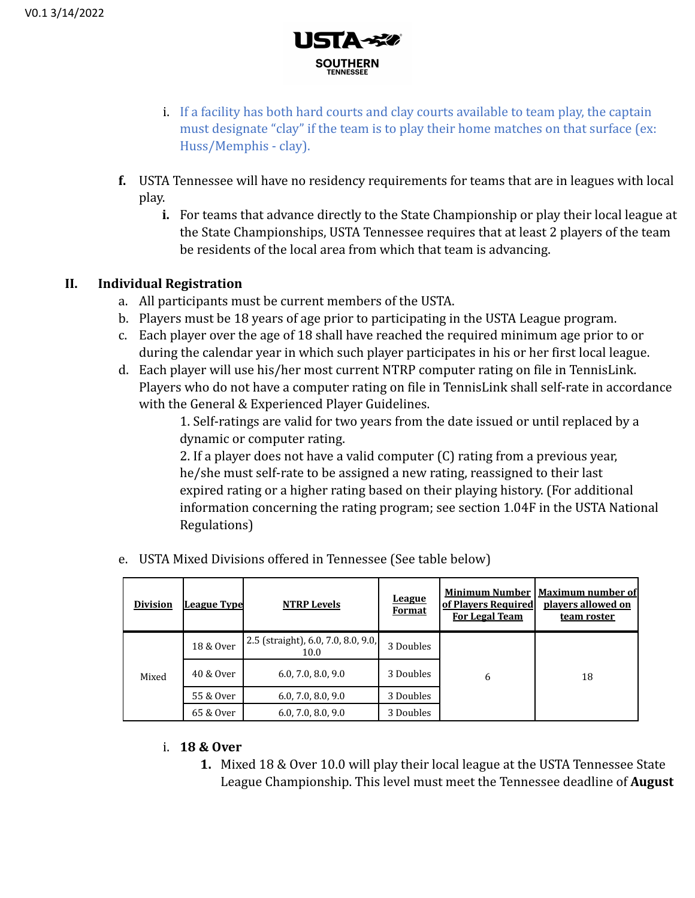i. If a facility has both hard courts and clay courts available to team play, the captain must designate "clay" if the team is to play their home matches on that surface (ex: Huss/Memphis - clay).

**f.** USTA Tennessee will have no residency requirements for teams that are in leagues with local play.

**i.** For teams that advance directly to the State Championship or play their local league at the State Championships, USTA Tennessee requires that at least 2 players of the team be residents of the local area from which that team is advancing.

## II. Individual Registration

a. All participants must be current members of the USTA.

b. Players must be 18 years of age prior to participating in the USTA League program.

c. Each player over the age of 18 shall have reached the required minimum age prior to or during the calendar year in which such player participates in his or her first local league.

d. Each player will use his/her most current NTRP computer rating on file in TennisLink. Players who do not have a computer rating on file in TennisLink shall self-rate in accordance with the General & Experienced Player Guidelines.

1. Self-ratings are valid for two years from the date issued or until replaced by a dynamic or computer rating.
2. If a player does not have a valid computer (C) rating from a previous year, he/she must self-rate to be assigned a new rating, reassigned to their last expired rating or a higher rating based on their playing history. (For additional information concerning the rating program; see section 1.04F in the USTA National Regulations)

e. USTA Mixed Divisions offered in Tennessee (See table below)

| Division | League Type | NTRP Levels | League Format | Minimum Number of Players Required For Legal Team | Maximum number of players allowed on team roster |
|---|---|---|---|---|---|
| Mixed | 18 & Over | 2.5 (straight), 6.0, 7.0, 8.0, 9.0, 10.0 | 3 Doubles | 6 | 18 |
| | 40 & Over | 6.0, 7.0, 8.0, 9.0 | 3 Doubles | | |
| | 55 & Over | 6.0, 7.0, 8.0, 9.0 | 3 Doubles | | |
| | 65 & Over | 6.0, 7.0, 8.0, 9.0 | 3 Doubles | | |

i. **18 & Over**

**1.** Mixed 18 & Over 10.0 will play their local league at the USTA Tennessee State League Championship. This level must meet the Tennessee deadline of **August**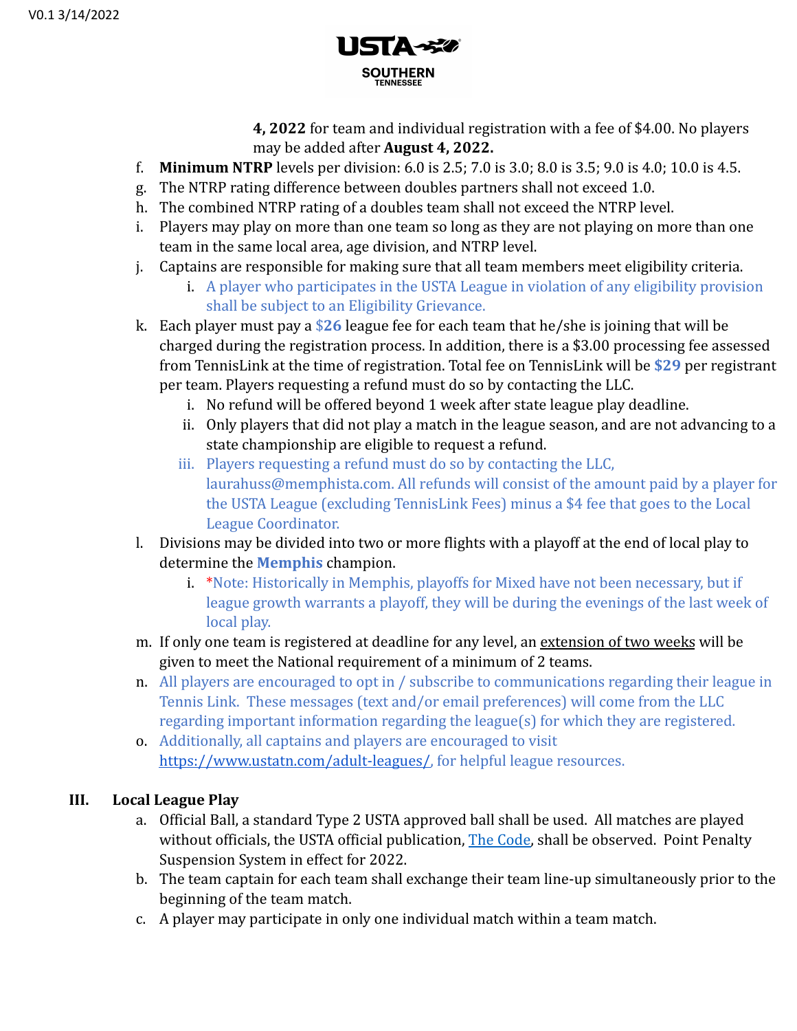**4, 2022** for team and individual registration with a fee of $4.00. No players may be added after **August 4, 2022.**

f. **Minimum NTRP** levels per division: 6.0 is 2.5; 7.0 is 3.0; 8.0 is 3.5; 9.0 is 4.0; 10.0 is 4.5.

g. The NTRP rating difference between doubles partners shall not exceed 1.0.

h. The combined NTRP rating of a doubles team shall not exceed the NTRP level.

i. Players may play on more than one team so long as they are not playing on more than one team in the same local area, age division, and NTRP level.

j. Captains are responsible for making sure that all team members meet eligibility criteria.
   i. A player who participates in the USTA League in violation of any eligibility provision shall be subject to an Eligibility Grievance.

k. Each player must pay a **$26** league fee for each team that he/she is joining that will be charged during the registration process. In addition, there is a $3.00 processing fee assessed from TennisLink at the time of registration. Total fee on TennisLink will be **$29** per registrant per team. Players requesting a refund must do so by contacting the LLC.
   i. No refund will be offered beyond 1 week after state league play deadline.
   ii. Only players that did not play a match in the league season, and are not advancing to a state championship are eligible to request a refund.
   iii. Players requesting a refund must do so by contacting the LLC, laurahuss@memphista.com. All refunds will consist of the amount paid by a player for the USTA League (excluding TennisLink Fees) minus a $4 fee that goes to the Local League Coordinator.

l. Divisions may be divided into two or more flights with a playoff at the end of local play to determine the **Memphis** champion.
   i. *Note: Historically in Memphis, playoffs for Mixed have not been necessary, but if league growth warrants a playoff, they will be during the evenings of the last week of local play.

m. If only one team is registered at deadline for any level, an extension of two weeks will be given to meet the National requirement of a minimum of 2 teams.

n. All players are encouraged to opt in / subscribe to communications regarding their league in Tennis Link. These messages (text and/or email preferences) will come from the LLC regarding important information regarding the league(s) for which they are registered.

o. Additionally, all captains and players are encouraged to visit [https://www.ustatn.com/adult-leagues/](https://www.ustatn.com/adult-leagues/), for helpful league resources.

## III. Local League Play

a. Official Ball, a standard Type 2 USTA approved ball shall be used. All matches are played without officials, the USTA official publication, The Code, shall be observed. Point Penalty Suspension System in effect for 2022.

b. The team captain for each team shall exchange their team line-up simultaneously prior to the beginning of the team match.

c. A player may participate in only one individual match within a team match.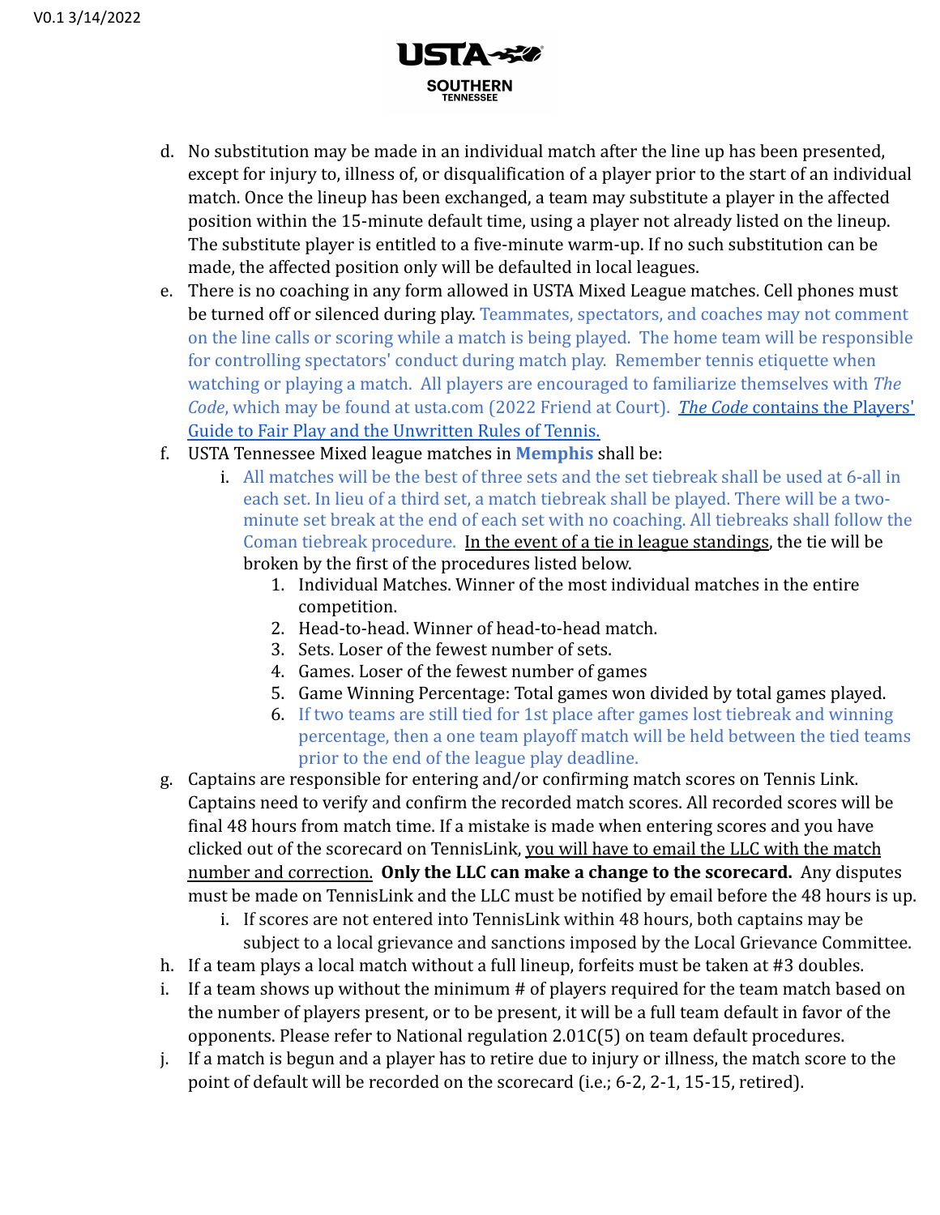d. No substitution may be made in an individual match after the line up has been presented, except for injury to, illness of, or disqualification of a player prior to the start of an individual match. Once the lineup has been exchanged, a team may substitute a player in the affected position within the 15-minute default time, using a player not already listed on the lineup. The substitute player is entitled to a five-minute warm-up. If no such substitution can be made, the affected position only will be defaulted in local leagues.

e. There is no coaching in any form allowed in USTA Mixed League matches. Cell phones must be turned off or silenced during play. Teammates, spectators, and coaches may not comment on the line calls or scoring while a match is being played. The home team will be responsible for controlling spectators' conduct during match play. Remember tennis etiquette when watching or playing a match. All players are encouraged to familiarize themselves with *The Code*, which may be found at usta.com (2022 Friend at Court). *The Code* contains the Players' Guide to Fair Play and the Unwritten Rules of Tennis.

f. USTA Tennessee Mixed league matches in **Memphis** shall be:

   i. All matches will be the best of three sets and the set tiebreak shall be used at 6-all in each set. In lieu of a third set, a match tiebreak shall be played. There will be a two-minute set break at the end of each set with no coaching. All tiebreaks shall follow the Coman tiebreak procedure. In the event of a tie in league standings, the tie will be broken by the first of the procedures listed below.

      1. Individual Matches. Winner of the most individual matches in the entire competition.
      2. Head-to-head. Winner of head-to-head match.
      3. Sets. Loser of the fewest number of sets.
      4. Games. Loser of the fewest number of games
      5. Game Winning Percentage: Total games won divided by total games played.
      6. If two teams are still tied for 1st place after games lost tiebreak and winning percentage, then a one team playoff match will be held between the tied teams prior to the end of the league play deadline.

g. Captains are responsible for entering and/or confirming match scores on Tennis Link. Captains need to verify and confirm the recorded match scores. All recorded scores will be final 48 hours from match time. If a mistake is made when entering scores and you have clicked out of the scorecard on TennisLink, you will have to email the LLC with the match number and correction. **Only the LLC can make a change to the scorecard.** Any disputes must be made on TennisLink and the LLC must be notified by email before the 48 hours is up.

   i. If scores are not entered into TennisLink within 48 hours, both captains may be subject to a local grievance and sanctions imposed by the Local Grievance Committee.

h. If a team plays a local match without a full lineup, forfeits must be taken at #3 doubles.

i. If a team shows up without the minimum # of players required for the team match based on the number of players present, or to be present, it will be a full team default in favor of the opponents. Please refer to National regulation 2.01C(5) on team default procedures.

j. If a match is begun and a player has to retire due to injury or illness, the match score to the point of default will be recorded on the scorecard (i.e.; 6-2, 2-1, 15-15, retired).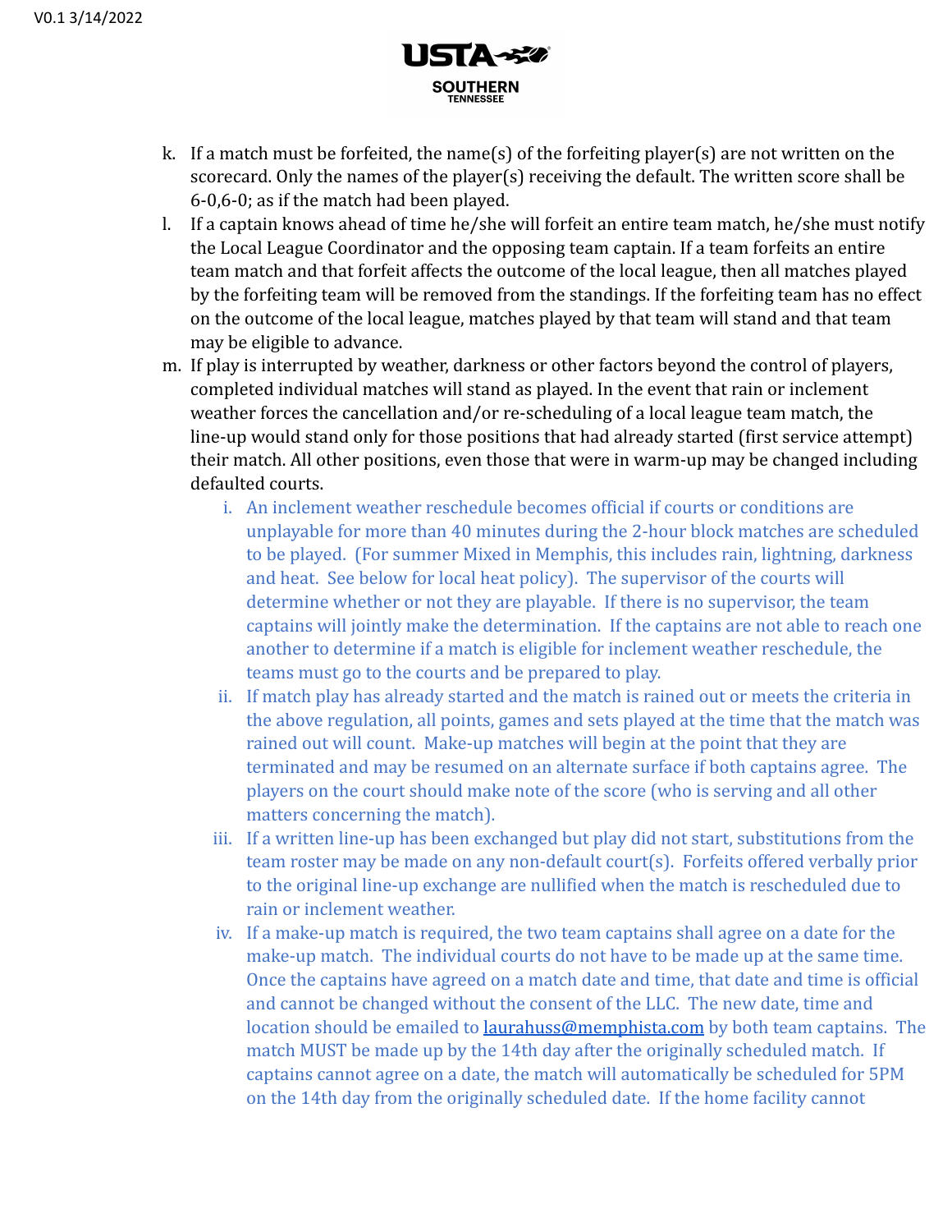k. If a match must be forfeited, the name(s) of the forfeiting player(s) are not written on the scorecard. Only the names of the player(s) receiving the default. The written score shall be 6-0,6-0; as if the match had been played.

l. If a captain knows ahead of time he/she will forfeit an entire team match, he/she must notify the Local League Coordinator and the opposing team captain. If a team forfeits an entire team match and that forfeit affects the outcome of the local league, then all matches played by the forfeiting team will be removed from the standings. If the forfeiting team has no effect on the outcome of the local league, matches played by that team will stand and that team may be eligible to advance.

m. If play is interrupted by weather, darkness or other factors beyond the control of players, completed individual matches will stand as played. In the event that rain or inclement weather forces the cancellation and/or re-scheduling of a local league team match, the line-up would stand only for those positions that had already started (first service attempt) their match. All other positions, even those that were in warm-up may be changed including defaulted courts.

   i. An inclement weather reschedule becomes official if courts or conditions are unplayable for more than 40 minutes during the 2-hour block matches are scheduled to be played. (For summer Mixed in Memphis, this includes rain, lightning, darkness and heat. See below for local heat policy). The supervisor of the courts will determine whether or not they are playable. If there is no supervisor, the team captains will jointly make the determination. If the captains are not able to reach one another to determine if a match is eligible for inclement weather reschedule, the teams must go to the courts and be prepared to play.

   ii. If match play has already started and the match is rained out or meets the criteria in the above regulation, all points, games and sets played at the time that the match was rained out will count. Make-up matches will begin at the point that they are terminated and may be resumed on an alternate surface if both captains agree. The players on the court should make note of the score (who is serving and all other matters concerning the match).

   iii. If a written line-up has been exchanged but play did not start, substitutions from the team roster may be made on any non-default court(s). Forfeits offered verbally prior to the original line-up exchange are nullified when the match is rescheduled due to rain or inclement weather.

   iv. If a make-up match is required, the two team captains shall agree on a date for the make-up match. The individual courts do not have to be made up at the same time. Once the captains have agreed on a match date and time, that date and time is official and cannot be changed without the consent of the LLC. The new date, time and location should be emailed to laurahuss@memphista.com by both team captains. The match MUST be made up by the 14th day after the originally scheduled match. If captains cannot agree on a date, the match will automatically be scheduled for 5PM on the 14th day from the originally scheduled date. If the home facility cannot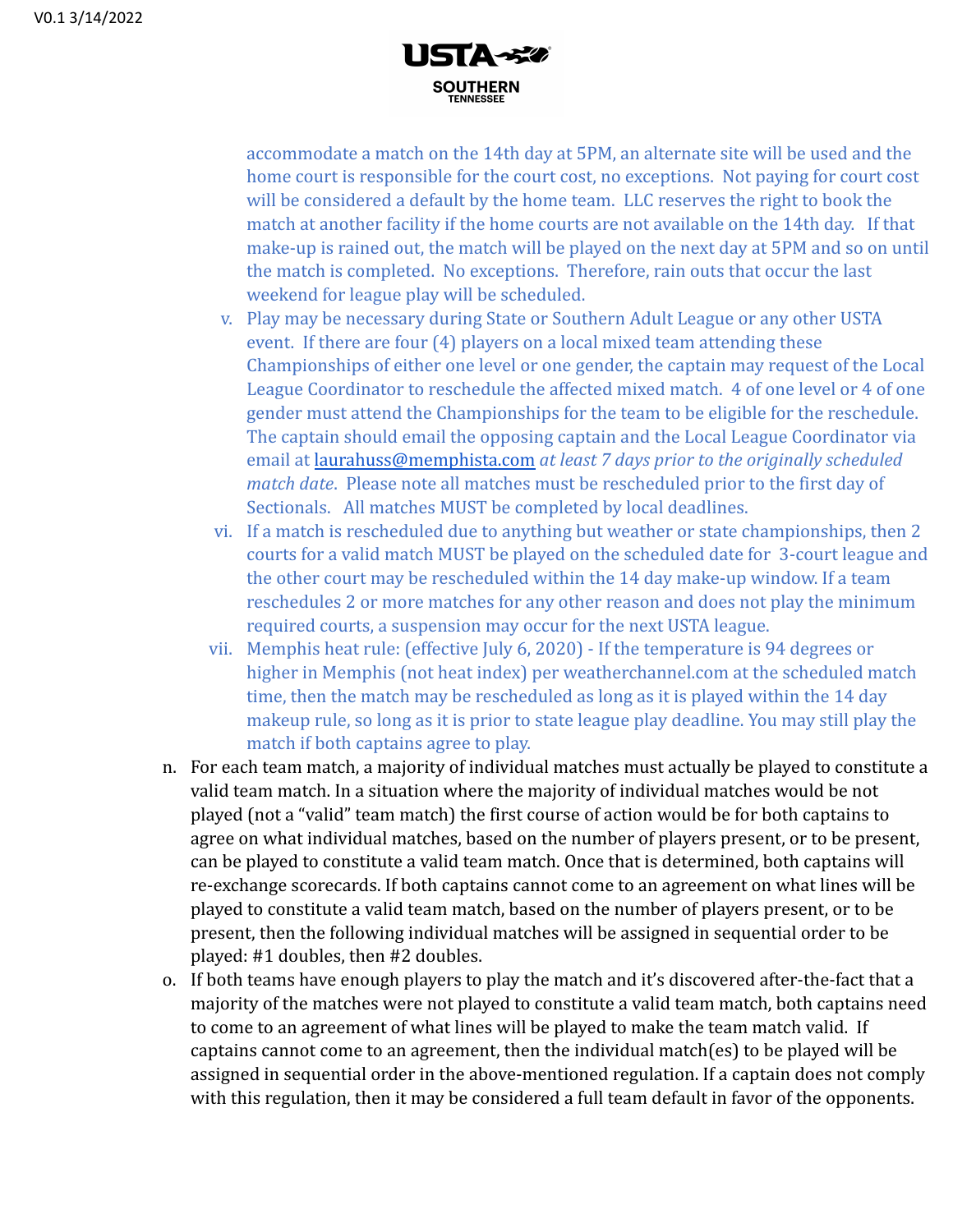accommodate a match on the 14th day at 5PM, an alternate site will be used and the home court is responsible for the court cost, no exceptions. Not paying for court cost will be considered a default by the home team. LLC reserves the right to book the match at another facility if the home courts are not available on the 14th day. If that make-up is rained out, the match will be played on the next day at 5PM and so on until the match is completed. No exceptions. Therefore, rain outs that occur the last weekend for league play will be scheduled.

v. Play may be necessary during State or Southern Adult League or any other USTA event. If there are four (4) players on a local mixed team attending these Championships of either one level or one gender, the captain may request of the Local League Coordinator to reschedule the affected mixed match. 4 of one level or 4 of one gender must attend the Championships for the team to be eligible for the reschedule. The captain should email the opposing captain and the Local League Coordinator via email at laurahuss@memphista.com *at least 7 days prior to the originally scheduled match date*. Please note all matches must be rescheduled prior to the first day of Sectionals. All matches MUST be completed by local deadlines.

vi. If a match is rescheduled due to anything but weather or state championships, then 2 courts for a valid match MUST be played on the scheduled date for 3-court league and the other court may be rescheduled within the 14 day make-up window. If a team reschedules 2 or more matches for any other reason and does not play the minimum required courts, a suspension may occur for the next USTA league.

vii. Memphis heat rule: (effective July 6, 2020) - If the temperature is 94 degrees or higher in Memphis (not heat index) per weatherchannel.com at the scheduled match time, then the match may be rescheduled as long as it is played within the 14 day makeup rule, so long as it is prior to state league play deadline. You may still play the match if both captains agree to play.

n. For each team match, a majority of individual matches must actually be played to constitute a valid team match. In a situation where the majority of individual matches would be not played (not a "valid" team match) the first course of action would be for both captains to agree on what individual matches, based on the number of players present, or to be present, can be played to constitute a valid team match. Once that is determined, both captains will re-exchange scorecards. If both captains cannot come to an agreement on what lines will be played to constitute a valid team match, based on the number of players present, or to be present, then the following individual matches will be assigned in sequential order to be played: #1 doubles, then #2 doubles.

o. If both teams have enough players to play the match and it's discovered after-the-fact that a majority of the matches were not played to constitute a valid team match, both captains need to come to an agreement of what lines will be played to make the team match valid. If captains cannot come to an agreement, then the individual match(es) to be played will be assigned in sequential order in the above-mentioned regulation. If a captain does not comply with this regulation, then it may be considered a full team default in favor of the opponents.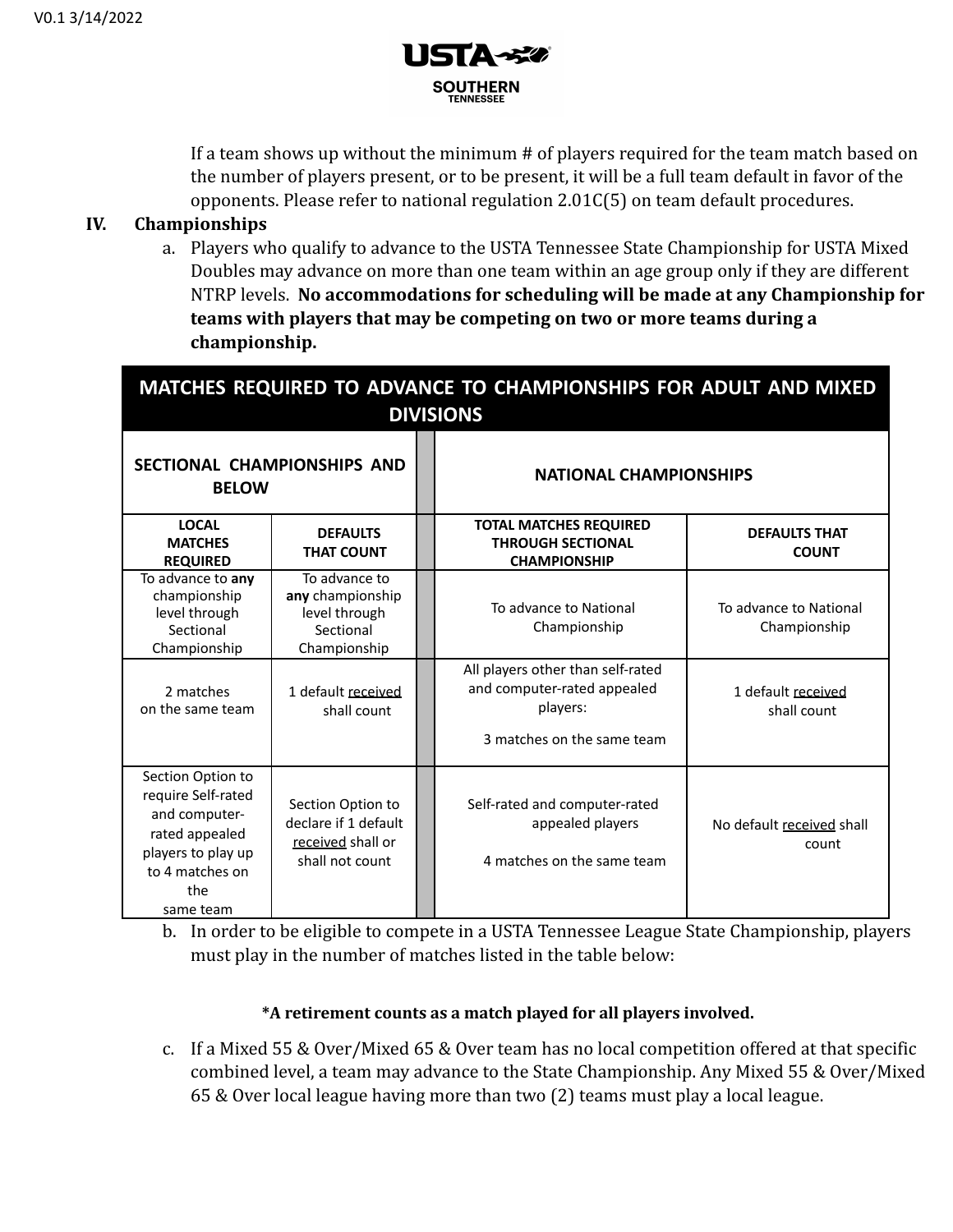If a team shows up without the minimum # of players required for the team match based on the number of players present, or to be present, it will be a full team default in favor of the opponents. Please refer to national regulation 2.01C(5) on team default procedures.

## IV. Championships

a. Players who qualify to advance to the USTA Tennessee State Championship for USTA Mixed Doubles may advance on more than one team within an age group only if they are different NTRP levels. **No accommodations for scheduling will be made at any Championship for teams with players that may be competing on two or more teams during a championship.**

| MATCHES REQUIRED TO ADVANCE TO CHAMPIONSHIPS FOR ADULT AND MIXED DIVISIONS | | | |
|---|---|---|---|
| **SECTIONAL CHAMPIONSHIPS AND BELOW** | | **NATIONAL CHAMPIONSHIPS** | |
| **LOCAL MATCHES REQUIRED** | **DEFAULTS THAT COUNT** | **TOTAL MATCHES REQUIRED THROUGH SECTIONAL CHAMPIONSHIP** | **DEFAULTS THAT COUNT** |
| To advance to **any** championship level through Sectional Championship | To advance to **any** championship level through Sectional Championship | To advance to National Championship | To advance to National Championship |
| 2 matches on the same team | 1 default received shall count | All players other than self-rated and computer-rated appealed players: 3 matches on the same team | 1 default received shall count |
| Section Option to require Self-rated and computer-rated appealed players to play up to 4 matches on the same team | Section Option to declare if 1 default received shall or shall not count | Self-rated and computer-rated appealed players 4 matches on the same team | No default received shall count |

b. In order to be eligible to compete in a USTA Tennessee League State Championship, players must play in the number of matches listed in the table below:

**\*A retirement counts as a match played for all players involved.**

c. If a Mixed 55 & Over/Mixed 65 & Over team has no local competition offered at that specific combined level, a team may advance to the State Championship. Any Mixed 55 & Over/Mixed 65 & Over local league having more than two (2) teams must play a local league.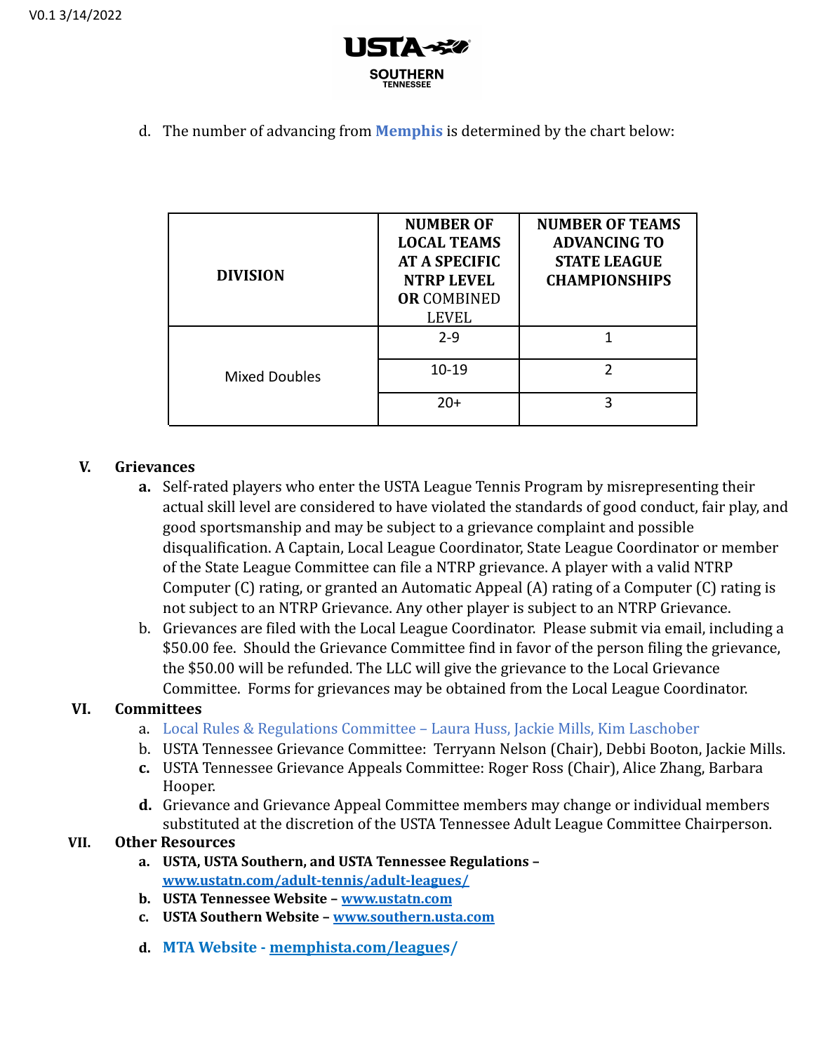d. The number of advancing from **Memphis** is determined by the chart below:

| DIVISION | NUMBER OF LOCAL TEAMS AT A SPECIFIC NTRP LEVEL **OR** COMBINED LEVEL | NUMBER OF TEAMS ADVANCING TO STATE LEAGUE CHAMPIONSHIPS |
|---|---|---|
| Mixed Doubles | 2-9 | 1 |
| | 10-19 | 2 |
| | 20+ | 3 |

## V. Grievances

**a.** Self-rated players who enter the USTA League Tennis Program by misrepresenting their actual skill level are considered to have violated the standards of good conduct, fair play, and good sportsmanship and may be subject to a grievance complaint and possible disqualification. A Captain, Local League Coordinator, State League Coordinator or member of the State League Committee can file a NTRP grievance. A player with a valid NTRP Computer (C) rating, or granted an Automatic Appeal (A) rating of a Computer (C) rating is not subject to an NTRP Grievance. Any other player is subject to an NTRP Grievance.

b. Grievances are filed with the Local League Coordinator. Please submit via email, including a $50.00 fee. Should the Grievance Committee find in favor of the person filing the grievance, the $50.00 will be refunded. The LLC will give the grievance to the Local Grievance Committee. Forms for grievances may be obtained from the Local League Coordinator.

## VI. Committees

a. Local Rules & Regulations Committee – Laura Huss, Jackie Mills, Kim Laschober

b. USTA Tennessee Grievance Committee: Terryann Nelson (Chair), Debbi Booton, Jackie Mills.

**c.** USTA Tennessee Grievance Appeals Committee: Roger Ross (Chair), Alice Zhang, Barbara Hooper.

**d.** Grievance and Grievance Appeal Committee members may change or individual members substituted at the discretion of the USTA Tennessee Adult League Committee Chairperson.

## VII. Other Resources

**a. USTA, USTA Southern, and USTA Tennessee Regulations – www.ustatn.com/adult-tennis/adult-leagues/**

**b. USTA Tennessee Website – www.ustatn.com**

**c. USTA Southern Website – www.southern.usta.com**

**d. MTA Website - memphista.com/leagues/**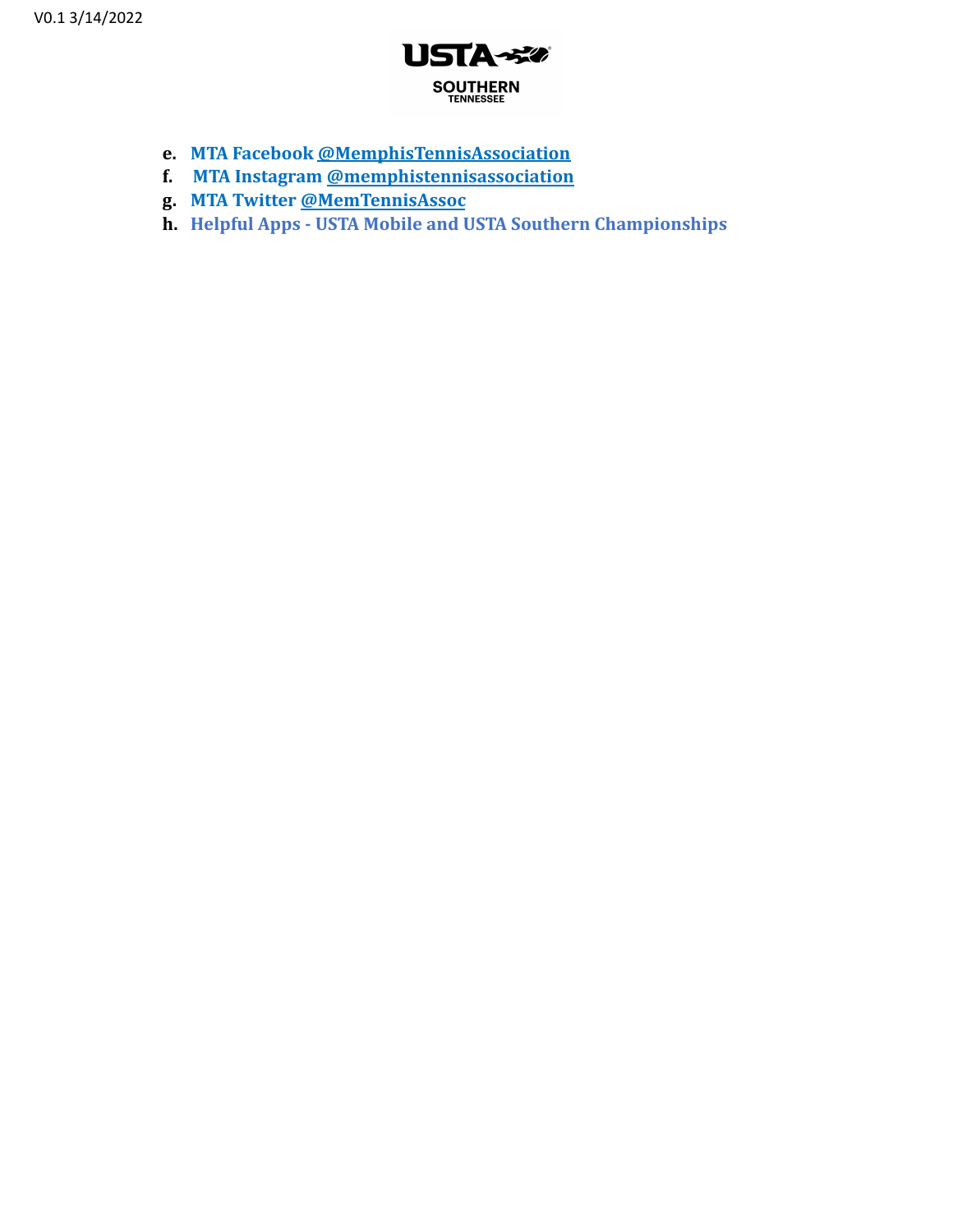e. **MTA Facebook @MemphisTennisAssociation**
f. **MTA Instagram @memphistennisassociation**
g. **MTA Twitter @MemTennisAssoc**
h. **Helpful Apps - USTA Mobile and USTA Southern Championships**